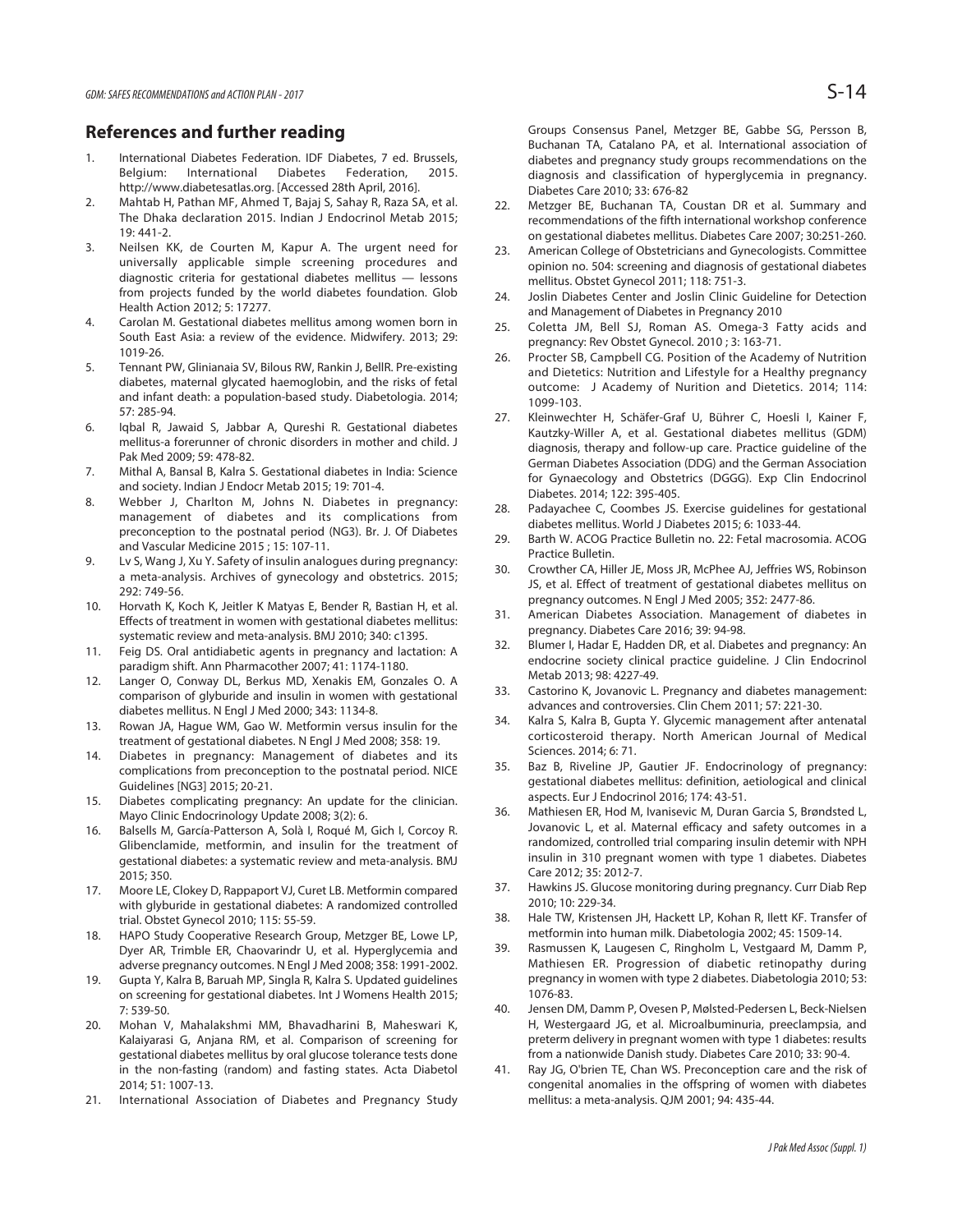## References and further reading

1. International Diabetes Federation. IDF Diabetes, 7 ed. Brussels, Belgium: International Diabetes Federation, 2015. http://www.diabetesatlas.org. [Accessed 28th April, 2016].
2. Mahtab H, Pathan MF, Ahmed T, Bajaj S, Sahay R, Raza SA, et al. The Dhaka declaration 2015. Indian J Endocrinol Metab 2015; 19: 441-2.
3. Neilsen KK, de Courten M, Kapur A. The urgent need for universally applicable simple screening procedures and diagnostic criteria for gestational diabetes mellitus — lessons from projects funded by the world diabetes foundation. Glob Health Action 2012; 5: 17277.
4. Carolan M. Gestational diabetes mellitus among women born in South East Asia: a review of the evidence. Midwifery. 2013; 29: 1019-26.
5. Tennant PW, Glinianaia SV, Bilous RW, Rankin J, BellR. Pre-existing diabetes, maternal glycated haemoglobin, and the risks of fetal and infant death: a population-based study. Diabetologia. 2014; 57: 285-94.
6. Iqbal R, Jawaid S, Jabbar A, Qureshi R. Gestational diabetes mellitus-a forerunner of chronic disorders in mother and child. J Pak Med 2009; 59: 478-82.
7. Mithal A, Bansal B, Kalra S. Gestational diabetes in India: Science and society. Indian J Endocr Metab 2015; 19: 701-4.
8. Webber J, Charlton M, Johns N. Diabetes in pregnancy: management of diabetes and its complications from preconception to the postnatal period (NG3). Br. J. Of Diabetes and Vascular Medicine 2015 ; 15: 107-11.
9. Lv S, Wang J, Xu Y. Safety of insulin analogues during pregnancy: a meta-analysis. Archives of gynecology and obstetrics. 2015; 292: 749-56.
10. Horvath K, Koch K, Jeitler K Matyas E, Bender R, Bastian H, et al. Effects of treatment in women with gestational diabetes mellitus: systematic review and meta-analysis. BMJ 2010; 340: c1395.
11. Feig DS. Oral antidiabetic agents in pregnancy and lactation: A paradigm shift. Ann Pharmacother 2007; 41: 1174-1180.
12. Langer O, Conway DL, Berkus MD, Xenakis EM, Gonzales O. A comparison of glyburide and insulin in women with gestational diabetes mellitus. N Engl J Med 2000; 343: 1134-8.
13. Rowan JA, Hague WM, Gao W. Metformin versus insulin for the treatment of gestational diabetes. N Engl J Med 2008; 358: 19.
14. Diabetes in pregnancy: Management of diabetes and its complications from preconception to the postnatal period. NICE Guidelines [NG3] 2015; 20-21.
15. Diabetes complicating pregnancy: An update for the clinician. Mayo Clinic Endocrinology Update 2008; 3(2): 6.
16. Balsells M, García-Patterson A, Solà I, Roqué M, Gich I, Corcoy R. Glibenclamide, metformin, and insulin for the treatment of gestational diabetes: a systematic review and meta-analysis. BMJ 2015; 350.
17. Moore LE, Clokey D, Rappaport VJ, Curet LB. Metformin compared with glyburide in gestational diabetes: A randomized controlled trial. Obstet Gynecol 2010; 115: 55-59.
18. HAPO Study Cooperative Research Group, Metzger BE, Lowe LP, Dyer AR, Trimble ER, Chaovarindr U, et al. Hyperglycemia and adverse pregnancy outcomes. N Engl J Med 2008; 358: 1991-2002.
19. Gupta Y, Kalra B, Baruah MP, Singla R, Kalra S. Updated guidelines on screening for gestational diabetes. Int J Womens Health 2015; 7: 539-50.
20. Mohan V, Mahalakshmi MM, Bhavadharini B, Maheswari K, Kalaiyarasi G, Anjana RM, et al. Comparison of screening for gestational diabetes mellitus by oral glucose tolerance tests done in the non-fasting (random) and fasting states. Acta Diabetol 2014; 51: 1007-13.
21. International Association of Diabetes and Pregnancy Study Groups Consensus Panel, Metzger BE, Gabbe SG, Persson B, Buchanan TA, Catalano PA, et al. International association of diabetes and pregnancy study groups recommendations on the diagnosis and classification of hyperglycemia in pregnancy. Diabetes Care 2010; 33: 676-82
22. Metzger BE, Buchanan TA, Coustan DR et al. Summary and recommendations of the fifth international workshop conference on gestational diabetes mellitus. Diabetes Care 2007; 30:251-260.
23. American College of Obstetricians and Gynecologists. Committee opinion no. 504: screening and diagnosis of gestational diabetes mellitus. Obstet Gynecol 2011; 118: 751-3.
24. Joslin Diabetes Center and Joslin Clinic Guideline for Detection and Management of Diabetes in Pregnancy 2010
25. Coletta JM, Bell SJ, Roman AS. Omega-3 Fatty acids and pregnancy: Rev Obstet Gynecol. 2010 ; 3: 163-71.
26. Procter SB, Campbell CG. Position of the Academy of Nutrition and Dietetics: Nutrition and Lifestyle for a Healthy pregnancy outcome: J Academy of Nurition and Dietetics. 2014; 114: 1099-103.
27. Kleinwechter H, Schäfer-Graf U, Bührer C, Hoesli I, Kainer F, Kautzky-Willer A, et al. Gestational diabetes mellitus (GDM) diagnosis, therapy and follow-up care. Practice guideline of the German Diabetes Association (DDG) and the German Association for Gynaecology and Obstetrics (DGGG). Exp Clin Endocrinol Diabetes. 2014; 122: 395-405.
28. Padayachee C, Coombes JS. Exercise guidelines for gestational diabetes mellitus. World J Diabetes 2015; 6: 1033-44.
29. Barth W. ACOG Practice Bulletin no. 22: Fetal macrosomia. ACOG Practice Bulletin.
30. Crowther CA, Hiller JE, Moss JR, McPhee AJ, Jeffries WS, Robinson JS, et al. Effect of treatment of gestational diabetes mellitus on pregnancy outcomes. N Engl J Med 2005; 352: 2477-86.
31. American Diabetes Association. Management of diabetes in pregnancy. Diabetes Care 2016; 39: 94-98.
32. Blumer I, Hadar E, Hadden DR, et al. Diabetes and pregnancy: An endocrine society clinical practice guideline. J Clin Endocrinol Metab 2013; 98: 4227-49.
33. Castorino K, Jovanovic L. Pregnancy and diabetes management: advances and controversies. Clin Chem 2011; 57: 221-30.
34. Kalra S, Kalra B, Gupta Y. Glycemic management after antenatal corticosteroid therapy. North American Journal of Medical Sciences. 2014; 6: 71.
35. Baz B, Riveline JP, Gautier JF. Endocrinology of pregnancy: gestational diabetes mellitus: definition, aetiological and clinical aspects. Eur J Endocrinol 2016; 174: 43-51.
36. Mathiesen ER, Hod M, Ivanisevic M, Duran Garcia S, Brøndsted L, Jovanovic L, et al. Maternal efficacy and safety outcomes in a randomized, controlled trial comparing insulin detemir with NPH insulin in 310 pregnant women with type 1 diabetes. Diabetes Care 2012; 35: 2012-7.
37. Hawkins JS. Glucose monitoring during pregnancy. Curr Diab Rep 2010; 10: 229-34.
38. Hale TW, Kristensen JH, Hackett LP, Kohan R, Ilett KF. Transfer of metformin into human milk. Diabetologia 2002; 45: 1509-14.
39. Rasmussen K, Laugesen C, Ringholm L, Vestgaard M, Damm P, Mathiesen ER. Progression of diabetic retinopathy during pregnancy in women with type 2 diabetes. Diabetologia 2010; 53: 1076-83.
40. Jensen DM, Damm P, Ovesen P, Mølsted-Pedersen L, Beck-Nielsen H, Westergaard JG, et al. Microalbuminuria, preeclampsia, and preterm delivery in pregnant women with type 1 diabetes: results from a nationwide Danish study. Diabetes Care 2010; 33: 90-4.
41. Ray JG, O'brien TE, Chan WS. Preconception care and the risk of congenital anomalies in the offspring of women with diabetes mellitus: a meta-analysis. QJM 2001; 94: 435-44.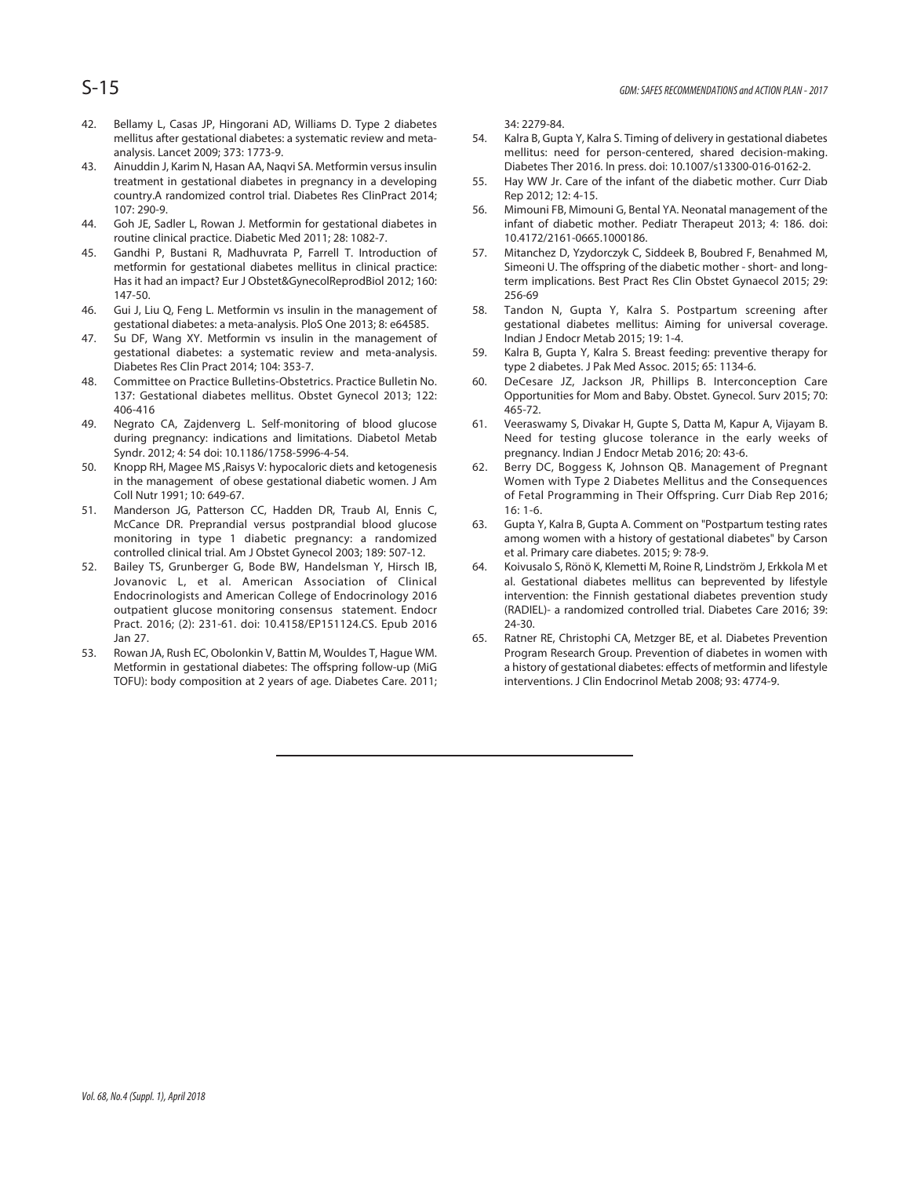42. Bellamy L, Casas JP, Hingorani AD, Williams D. Type 2 diabetes mellitus after gestational diabetes: a systematic review and meta-analysis. Lancet 2009; 373: 1773-9.
43. Ainuddin J, Karim N, Hasan AA, Naqvi SA. Metformin versus insulin treatment in gestational diabetes in pregnancy in a developing country.A randomized control trial. Diabetes Res ClinPract 2014; 107: 290-9.
44. Goh JE, Sadler L, Rowan J. Metformin for gestational diabetes in routine clinical practice. Diabetic Med 2011; 28: 1082-7.
45. Gandhi P, Bustani R, Madhuvrata P, Farrell T. Introduction of metformin for gestational diabetes mellitus in clinical practice: Has it had an impact? Eur J Obstet&GynecolReprodBiol 2012; 160: 147-50.
46. Gui J, Liu Q, Feng L. Metformin vs insulin in the management of gestational diabetes: a meta-analysis. PloS One 2013; 8: e64585.
47. Su DF, Wang XY. Metformin vs insulin in the management of gestational diabetes: a systematic review and meta-analysis. Diabetes Res Clin Pract 2014; 104: 353-7.
48. Committee on Practice Bulletins-Obstetrics. Practice Bulletin No. 137: Gestational diabetes mellitus. Obstet Gynecol 2013; 122: 406-416
49. Negrato CA, Zajdenverg L. Self-monitoring of blood glucose during pregnancy: indications and limitations. Diabetol Metab Syndr. 2012; 4: 54 doi: 10.1186/1758-5996-4-54.
50. Knopp RH, Magee MS ,Raisys V: hypocaloric diets and ketogenesis in the management of obese gestational diabetic women. J Am Coll Nutr 1991; 10: 649-67.
51. Manderson JG, Patterson CC, Hadden DR, Traub AI, Ennis C, McCance DR. Preprandial versus postprandial blood glucose monitoring in type 1 diabetic pregnancy: a randomized controlled clinical trial. Am J Obstet Gynecol 2003; 189: 507-12.
52. Bailey TS, Grunberger G, Bode BW, Handelsman Y, Hirsch IB, Jovanovic L, et al. American Association of Clinical Endocrinologists and American College of Endocrinology 2016 outpatient glucose monitoring consensus statement. Endocr Pract. 2016; (2): 231-61. doi: 10.4158/EP151124.CS. Epub 2016 Jan 27.
53. Rowan JA, Rush EC, Obolonkin V, Battin M, Wouldes T, Hague WM. Metformin in gestational diabetes: The offspring follow-up (MiG TOFU): body composition at 2 years of age. Diabetes Care. 2011; 34: 2279-84.
54. Kalra B, Gupta Y, Kalra S. Timing of delivery in gestational diabetes mellitus: need for person-centered, shared decision-making. Diabetes Ther 2016. In press. doi: 10.1007/s13300-016-0162-2.
55. Hay WW Jr. Care of the infant of the diabetic mother. Curr Diab Rep 2012; 12: 4-15.
56. Mimouni FB, Mimouni G, Bental YA. Neonatal management of the infant of diabetic mother. Pediatr Therapeut 2013; 4: 186. doi: 10.4172/2161-0665.1000186.
57. Mitanchez D, Yzydorczyk C, Siddeek B, Boubred F, Benahmed M, Simeoni U. The offspring of the diabetic mother - short- and long-term implications. Best Pract Res Clin Obstet Gynaecol 2015; 29: 256-69
58. Tandon N, Gupta Y, Kalra S. Postpartum screening after gestational diabetes mellitus: Aiming for universal coverage. Indian J Endocr Metab 2015; 19: 1-4.
59. Kalra B, Gupta Y, Kalra S. Breast feeding: preventive therapy for type 2 diabetes. J Pak Med Assoc. 2015; 65: 1134-6.
60. DeCesare JZ, Jackson JR, Phillips B. Interconception Care Opportunities for Mom and Baby. Obstet. Gynecol. Surv 2015; 70: 465-72.
61. Veeraswamy S, Divakar H, Gupte S, Datta M, Kapur A, Vijayam B. Need for testing glucose tolerance in the early weeks of pregnancy. Indian J Endocr Metab 2016; 20: 43-6.
62. Berry DC, Boggess K, Johnson QB. Management of Pregnant Women with Type 2 Diabetes Mellitus and the Consequences of Fetal Programming in Their Offspring. Curr Diab Rep 2016; 16: 1-6.
63. Gupta Y, Kalra B, Gupta A. Comment on "Postpartum testing rates among women with a history of gestational diabetes" by Carson et al. Primary care diabetes. 2015; 9: 78-9.
64. Koivusalo S, Rönö K, Klemetti M, Roine R, Lindström J, Erkkola M et al. Gestational diabetes mellitus can beprevented by lifestyle intervention: the Finnish gestational diabetes prevention study (RADIEL)- a randomized controlled trial. Diabetes Care 2016; 39: 24-30.
65. Ratner RE, Christophi CA, Metzger BE, et al. Diabetes Prevention Program Research Group. Prevention of diabetes in women with a history of gestational diabetes: effects of metformin and lifestyle interventions. J Clin Endocrinol Metab 2008; 93: 4774-9.